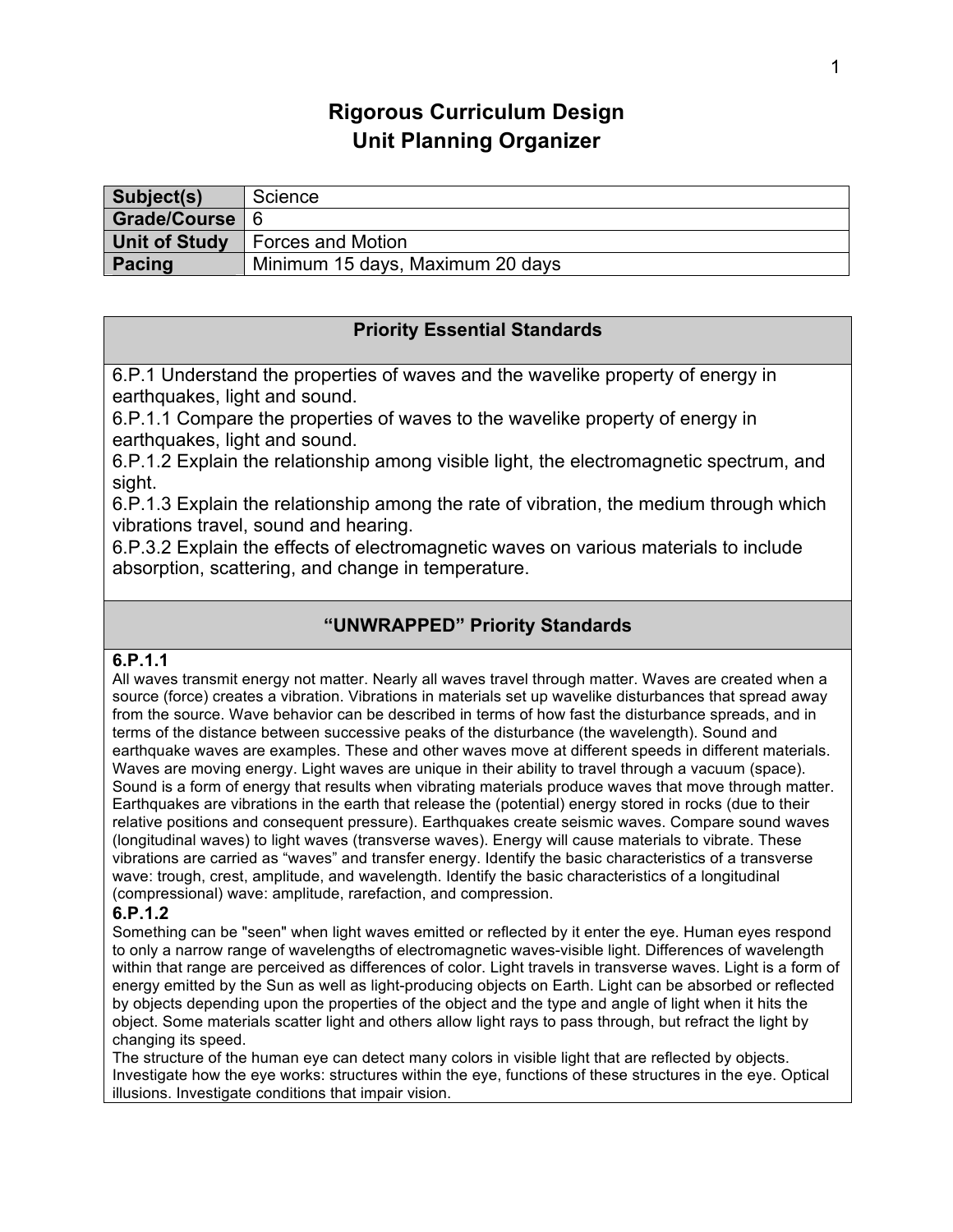# Rigorous Curriculum Design
# Unit Planning Organizer

| Subject(s) | Science |
|---|---|
| **Grade/Course** | 6 |
| **Unit of Study** | Forces and Motion |
| **Pacing** | Minimum 15 days, Maximum 20 days |

## Priority Essential Standards

6.P.1 Understand the properties of waves and the wavelike property of energy in earthquakes, light and sound.
6.P.1.1 Compare the properties of waves to the wavelike property of energy in earthquakes, light and sound.
6.P.1.2 Explain the relationship among visible light, the electromagnetic spectrum, and sight.
6.P.1.3 Explain the relationship among the rate of vibration, the medium through which vibrations travel, sound and hearing.
6.P.3.2 Explain the effects of electromagnetic waves on various materials to include absorption, scattering, and change in temperature.

## "UNWRAPPED" Priority Standards

**6.P.1.1**
All waves transmit energy not matter. Nearly all waves travel through matter. Waves are created when a source (force) creates a vibration. Vibrations in materials set up wavelike disturbances that spread away from the source. Wave behavior can be described in terms of how fast the disturbance spreads, and in terms of the distance between successive peaks of the disturbance (the wavelength). Sound and earthquake waves are examples. These and other waves move at different speeds in different materials. Waves are moving energy. Light waves are unique in their ability to travel through a vacuum (space). Sound is a form of energy that results when vibrating materials produce waves that move through matter. Earthquakes are vibrations in the earth that release the (potential) energy stored in rocks (due to their relative positions and consequent pressure). Earthquakes create seismic waves. Compare sound waves (longitudinal waves) to light waves (transverse waves). Energy will cause materials to vibrate. These vibrations are carried as "waves" and transfer energy. Identify the basic characteristics of a transverse wave: trough, crest, amplitude, and wavelength. Identify the basic characteristics of a longitudinal (compressional) wave: amplitude, rarefaction, and compression.

**6.P.1.2**
Something can be "seen" when light waves emitted or reflected by it enter the eye. Human eyes respond to only a narrow range of wavelengths of electromagnetic waves-visible light. Differences of wavelength within that range are perceived as differences of color. Light travels in transverse waves. Light is a form of energy emitted by the Sun as well as light-producing objects on Earth. Light can be absorbed or reflected by objects depending upon the properties of the object and the type and angle of light when it hits the object. Some materials scatter light and others allow light rays to pass through, but refract the light by changing its speed.
The structure of the human eye can detect many colors in visible light that are reflected by objects. Investigate how the eye works: structures within the eye, functions of these structures in the eye. Optical illusions. Investigate conditions that impair vision.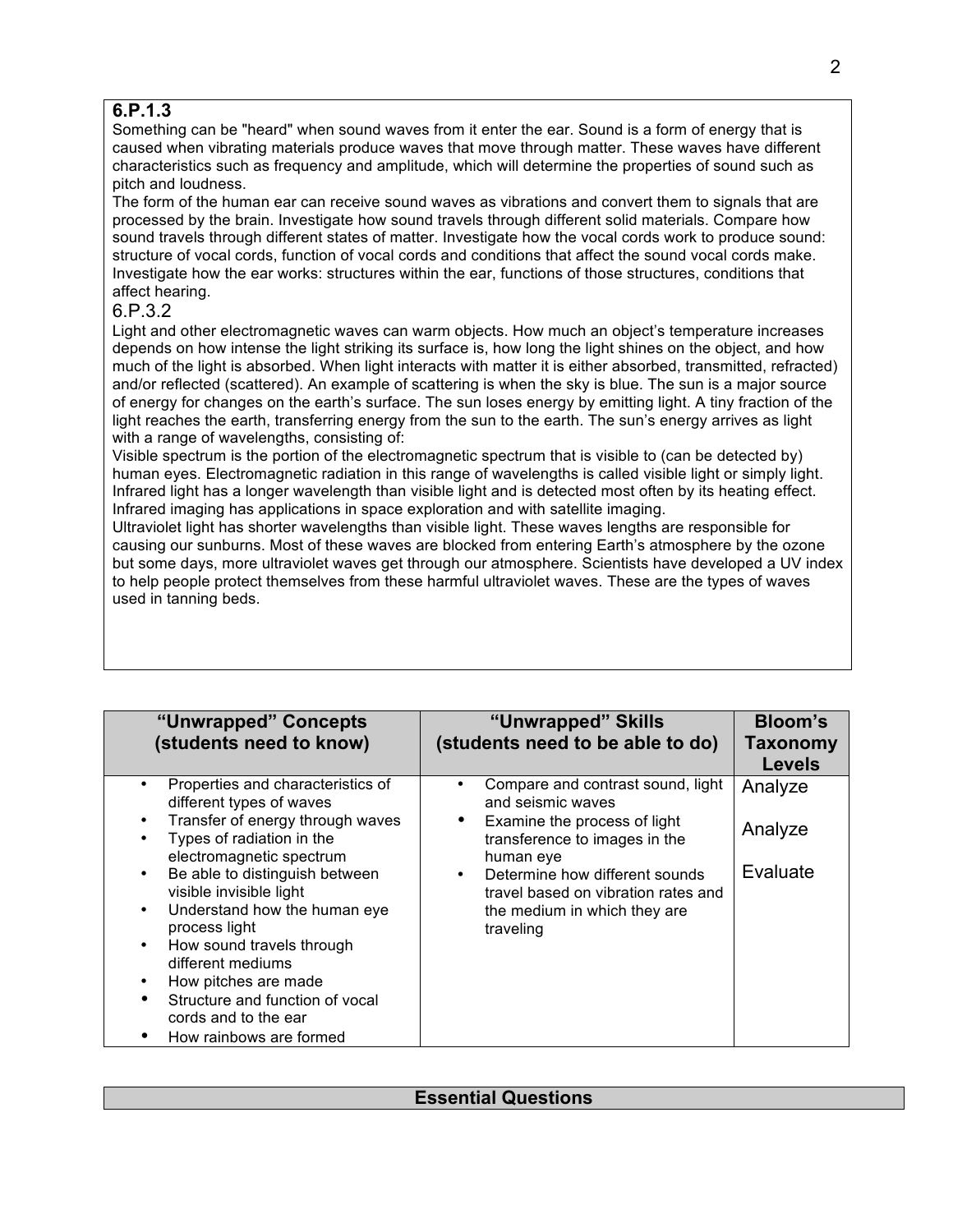**6.P.1.3**

Something can be "heard" when sound waves from it enter the ear. Sound is a form of energy that is caused when vibrating materials produce waves that move through matter. These waves have different characteristics such as frequency and amplitude, which will determine the properties of sound such as pitch and loudness.

The form of the human ear can receive sound waves as vibrations and convert them to signals that are processed by the brain. Investigate how sound travels through different solid materials. Compare how sound travels through different states of matter. Investigate how the vocal cords work to produce sound: structure of vocal cords, function of vocal cords and conditions that affect the sound vocal cords make. Investigate how the ear works: structures within the ear, functions of those structures, conditions that affect hearing.

6.P.3.2

Light and other electromagnetic waves can warm objects. How much an object's temperature increases depends on how intense the light striking its surface is, how long the light shines on the object, and how much of the light is absorbed. When light interacts with matter it is either absorbed, transmitted, refracted) and/or reflected (scattered). An example of scattering is when the sky is blue. The sun is a major source of energy for changes on the earth's surface. The sun loses energy by emitting light. A tiny fraction of the light reaches the earth, transferring energy from the sun to the earth. The sun's energy arrives as light with a range of wavelengths, consisting of:

Visible spectrum is the portion of the electromagnetic spectrum that is visible to (can be detected by) human eyes. Electromagnetic radiation in this range of wavelengths is called visible light or simply light.

Infrared light has a longer wavelength than visible light and is detected most often by its heating effect. Infrared imaging has applications in space exploration and with satellite imaging.

Ultraviolet light has shorter wavelengths than visible light. These waves lengths are responsible for causing our sunburns. Most of these waves are blocked from entering Earth's atmosphere by the ozone but some days, more ultraviolet waves get through our atmosphere. Scientists have developed a UV index to help people protect themselves from these harmful ultraviolet waves. These are the types of waves used in tanning beds.

| "Unwrapped" Concepts (students need to know) | "Unwrapped" Skills (students need to be able to do) | Bloom's Taxonomy Levels |
|---|---|---|
| • Properties and characteristics of different types of waves<br>• Transfer of energy through waves<br>• Types of radiation in the electromagnetic spectrum<br>• Be able to distinguish between visible invisible light<br>• Understand how the human eye process light<br>• How sound travels through different mediums<br>• How pitches are made<br>• Structure and function of vocal cords and to the ear<br>• How rainbows are formed | • Compare and contrast sound, light and seismic waves<br>• Examine the process of light transference to images in the human eye<br>• Determine how different sounds travel based on vibration rates and the medium in which they are traveling | Analyze<br><br>Analyze<br><br>Evaluate |

## Essential Questions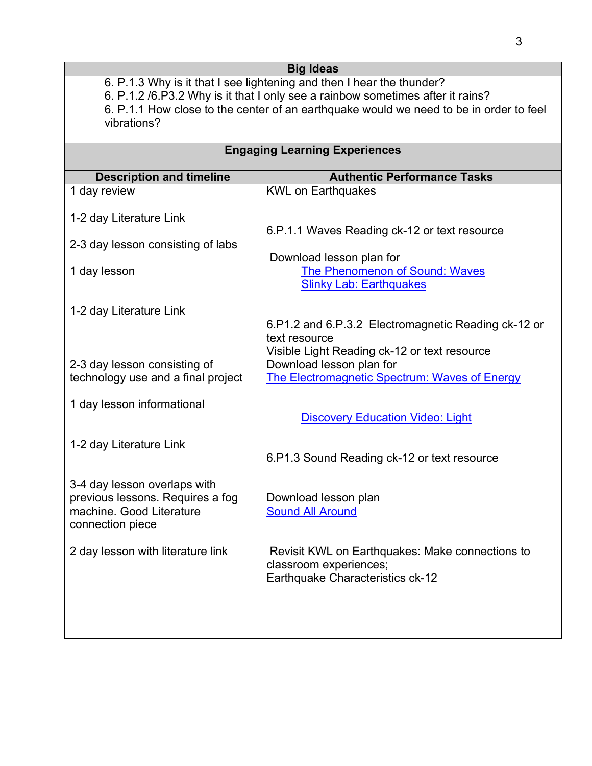| Big Ideas |
|---|
| 6. P.1.3 Why is it that I see lightening and then I hear the thunder?<br>6. P.1.2 /6.P3.2 Why is it that I only see a rainbow sometimes after it rains?<br>6. P.1.1 How close to the center of an earthquake would we need to be in order to feel vibrations? |

| Engaging Learning Experiences | |
|---|---|
| **Description and timeline** | **Authentic Performance Tasks** |
| 1 day review | KWL on Earthquakes |
| 1-2 day Literature Link | 6.P.1.1 Waves Reading ck-12 or text resource |
| 2-3 day lesson consisting of labs | Download lesson plan for<br>The Phenomenon of Sound: Waves<br>Slinky Lab: Earthquakes |
| 1 day lesson | |
| 1-2 day Literature Link | 6.P1.2 and 6.P.3.2 Electromagnetic Reading ck-12 or text resource<br>Visible Light Reading ck-12 or text resource |
| 2-3 day lesson consisting of technology use and a final project | Download lesson plan for<br>The Electromagnetic Spectrum: Waves of Energy |
| 1 day lesson informational | Discovery Education Video: Light |
| 1-2 day Literature Link | 6.P1.3 Sound Reading ck-12 or text resource |
| 3-4 day lesson overlaps with previous lessons. Requires a fog machine. Good Literature connection piece | Download lesson plan<br>Sound All Around |
| 2 day lesson with literature link | Revisit KWL on Earthquakes: Make connections to classroom experiences;<br>Earthquake Characteristics ck-12 |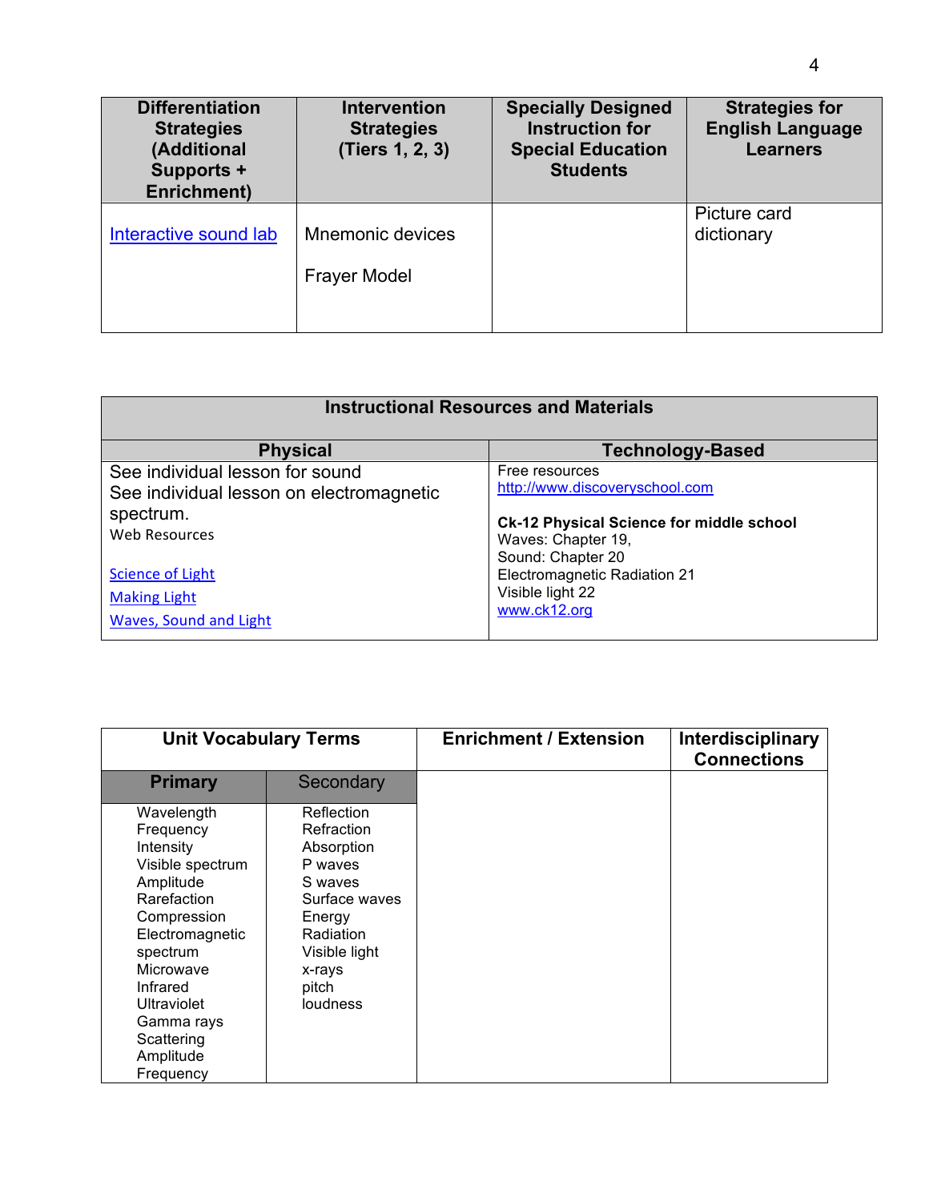| Differentiation Strategies (Additional Supports + Enrichment) | Intervention Strategies (Tiers 1, 2, 3) | Specially Designed Instruction for Special Education Students | Strategies for English Language Learners |
|---|---|---|---|
| Interactive sound lab | Mnemonic devices<br><br>Frayer Model | | Picture card dictionary |

| Instructional Resources and Materials | |
|---|---|
| **Physical** | **Technology-Based** |
| See individual lesson for sound<br>See individual lesson on electromagnetic spectrum.<br>Web Resources<br><br>Science of Light<br>Making Light<br>Waves, Sound and Light | Free resources<br>http://www.discoveryschool.com<br><br>**Ck-12 Physical Science for middle school**<br>Waves: Chapter 19,<br>Sound: Chapter 20<br>Electromagnetic Radiation 21<br>Visible light 22<br>www.ck12.org |

| Unit Vocabulary Terms | | Enrichment / Extension | Interdisciplinary Connections |
|---|---|---|---|
| **Primary** | Secondary | | |
| Wavelength<br>Frequency<br>Intensity<br>Visible spectrum<br>Amplitude<br>Rarefaction<br>Compression<br>Electromagnetic spectrum<br>Microwave<br>Infrared<br>Ultraviolet<br>Gamma rays<br>Scattering<br>Amplitude<br>Frequency | Reflection<br>Refraction<br>Absorption<br>P waves<br>S waves<br>Surface waves<br>Energy<br>Radiation<br>Visible light<br>x-rays<br>pitch<br>loudness | | |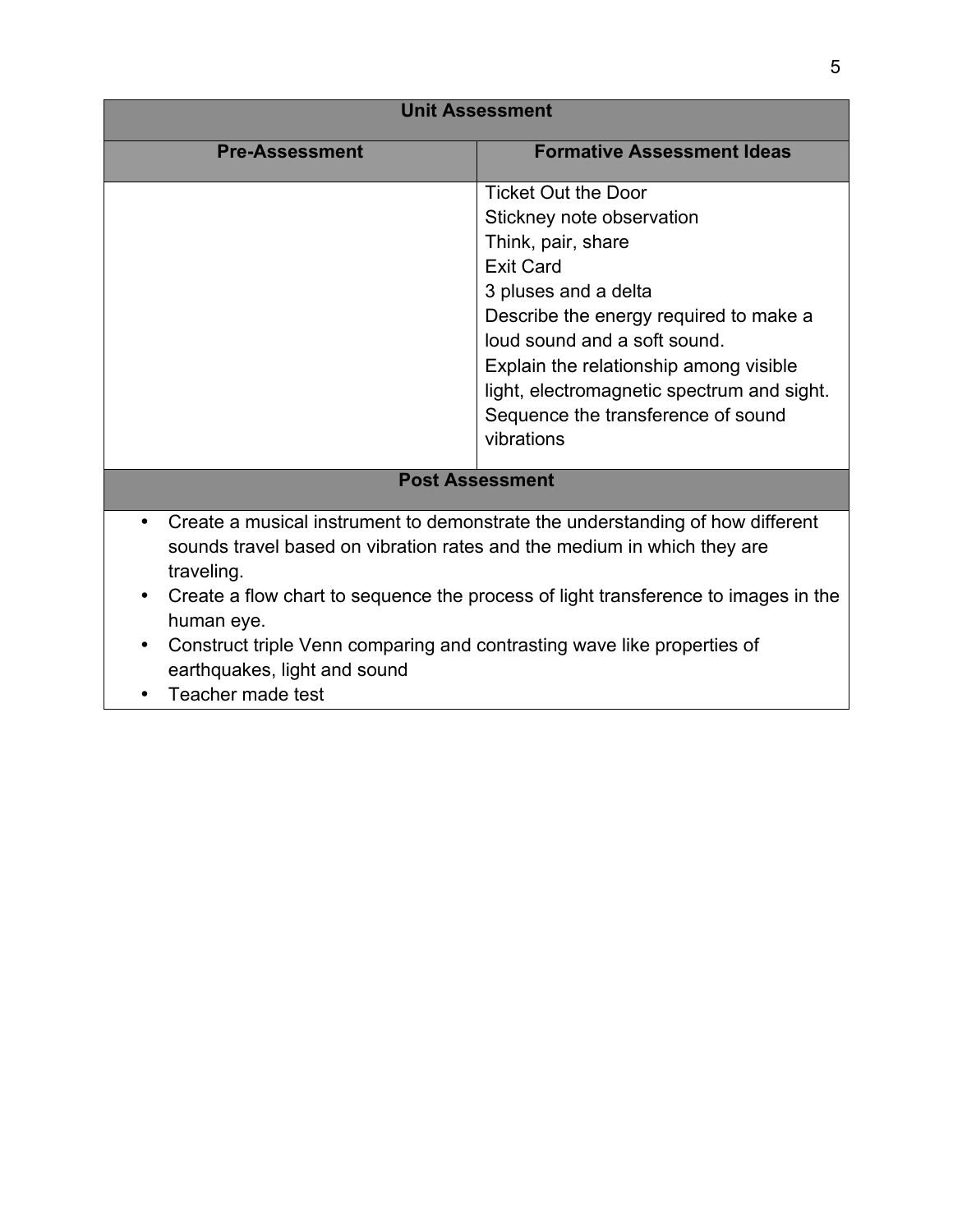| Unit Assessment | |
|---|---|
| **Pre-Assessment** | **Formative Assessment Ideas** |
| | Ticket Out the Door<br>Stickney note observation<br>Think, pair, share<br>Exit Card<br>3 pluses and a delta<br>Describe the energy required to make a loud sound and a soft sound.<br>Explain the relationship among visible light, electromagnetic spectrum and sight.<br>Sequence the transference of sound vibrations |
| **Post Assessment** | |
| • Create a musical instrument to demonstrate the understanding of how different sounds travel based on vibration rates and the medium in which they are traveling.<br>• Create a flow chart to sequence the process of light transference to images in the human eye.<br>• Construct triple Venn comparing and contrasting wave like properties of earthquakes, light and sound<br>• Teacher made test | |